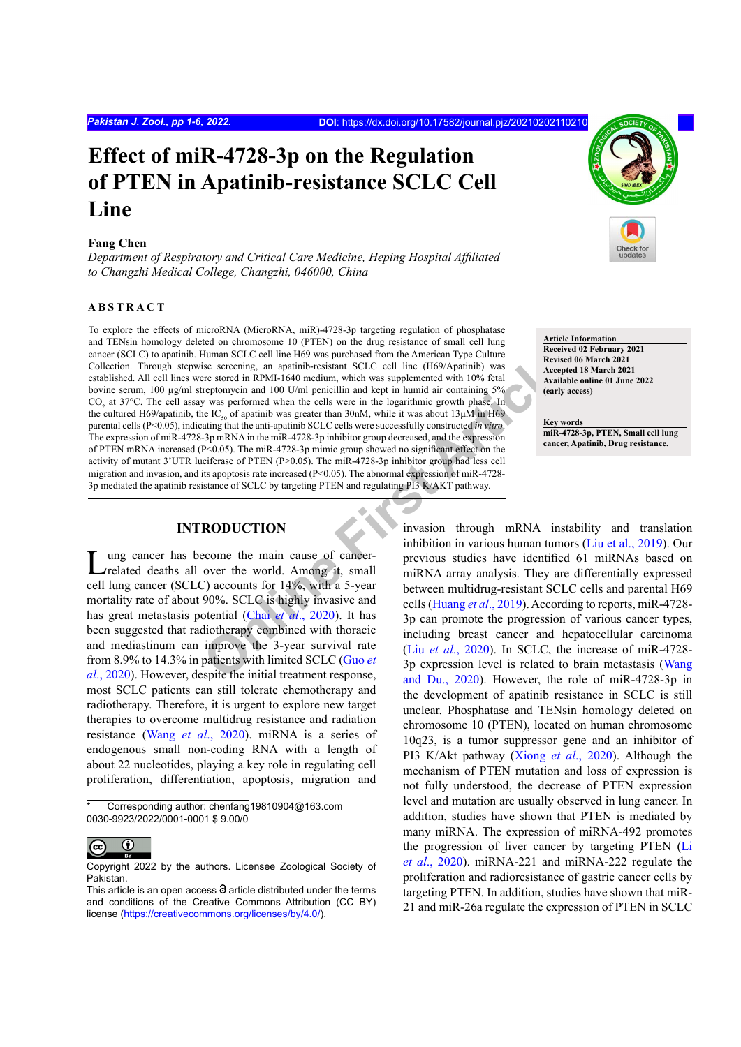# Effect of miR-4728-3p on the Regulation of PTEN in Apatinib-resistance SCLC Cell Line

**Fang Chen**

*Department of Respiratory and Critical Care Medicine, Heping Hospital Affiliated to Changzhi Medical College, Changzhi, 046000, China*

## ABSTRACT

To explore the effects of microRNA (MicroRNA, miR)-4728-3p targeting regulation of phosphatase and TENsin homology deleted on chromosome 10 (PTEN) on the drug resistance of small cell lung cancer (SCLC) to apatinib. Human SCLC cell line H69 was purchased from the American Type Culture Collection. Through stepwise screening, an apatinib-resistant SCLC cell line (H69/Apatinib) was established. All cell lines were stored in RPMI-1640 medium, which was supplemented with 10% fetal bovine serum, 100 μg/ml streptomycin and 100 U/ml penicillin and kept in humid air containing 5% $CO_2$ at 37°C. The cell assay was performed when the cells were in the logarithmic growth phase. In the cultured H69/apatinib, the $IC_{50}$ of apatinib was greater than 30nM, while it was about 13μM in H69 parental cells ($P<0.05$), indicating that the anti-apatinib SCLC cells were successfully constructed *in vitro*. The expression of miR-4728-3p mRNA in the miR-4728-3p inhibitor group decreased, and the expression of PTEN mRNA increased ($P<0.05$). The miR-4728-3p mimic group showed no significant effect on the activity of mutant 3'UTR luciferase of PTEN ($P>0.05$). The miR-4728-3p inhibitor group had less cell migration and invasion, and its apoptosis rate increased ($P<0.05$). The abnormal expression of miR-4728-3p mediated the apatinib resistance of SCLC by targeting PTEN and regulating PI3 K/AKT pathway.

**Article Information**
**Received 02 February 2021**
**Revised 06 March 2021**
**Accepted 18 March 2021**
**Available online 01 June 2022**
**(early access)**

**Key words**
**miR-4728-3p, PTEN, Small cell lung cancer, Apatinib, Drug resistance.**

## INTRODUCTION

Lung cancer has become the main cause of cancer-related deaths all over the world. Among it, small cell lung cancer (SCLC) accounts for 14%, with a 5-year mortality rate of about 90%. SCLC is highly invasive and has great metastasis potential (Chai *et al*., 2020). It has been suggested that radiotherapy combined with thoracic and mediastinum can improve the 3-year survival rate from 8.9% to 14.3% in patients with limited SCLC (Guo *et al*., 2020). However, despite the initial treatment response, most SCLC patients can still tolerate chemotherapy and radiotherapy. Therefore, it is urgent to explore new target therapies to overcome multidrug resistance and radiation resistance (Wang *et al*., 2020). miRNA is a series of endogenous small non-coding RNA with a length of about 22 nucleotides, playing a key role in regulating cell proliferation, differentiation, apoptosis, migration and invasion through mRNA instability and translation inhibition in various human tumors (Liu et al., 2019). Our previous studies have identified 61 miRNAs based on miRNA array analysis. They are differentially expressed between multidrug-resistant SCLC cells and parental H69 cells (Huang *et al*., 2019). According to reports, miR-4728-3p can promote the progression of various cancer types, including breast cancer and hepatocellular carcinoma (Liu *et al*., 2020). In SCLC, the increase of miR-4728-3p expression level is related to brain metastasis (Wang and Du., 2020). However, the role of miR-4728-3p in the development of apatinib resistance in SCLC is still unclear. Phosphatase and TENsin homology deleted on chromosome 10 (PTEN), located on human chromosome 10q23, is a tumor suppressor gene and an inhibitor of PI3 K/Akt pathway (Xiong *et al*., 2020). Although the mechanism of PTEN mutation and loss of expression is not fully understood, the decrease of PTEN expression level and mutation are usually observed in lung cancer. In addition, studies have shown that PTEN is mediated by many miRNA. The expression of miRNA-492 promotes the progression of liver cancer by targeting PTEN (Li *et al*., 2020). miRNA-221 and miRNA-222 regulate the proliferation and radioresistance of gastric cancer cells by targeting PTEN. In addition, studies have shown that miR-21 and miR-26a regulate the expression of PTEN in SCLC

\* Corresponding author: chenfang19810904@163.com
0030-9923/2022/0001-0001 $ 9.00/0

Copyright 2022 by the authors. Licensee Zoological Society of Pakistan.
This article is an open access article distributed under the terms and conditions of the Creative Commons Attribution (CC BY) license (https://creativecommons.org/licenses/by/4.0/).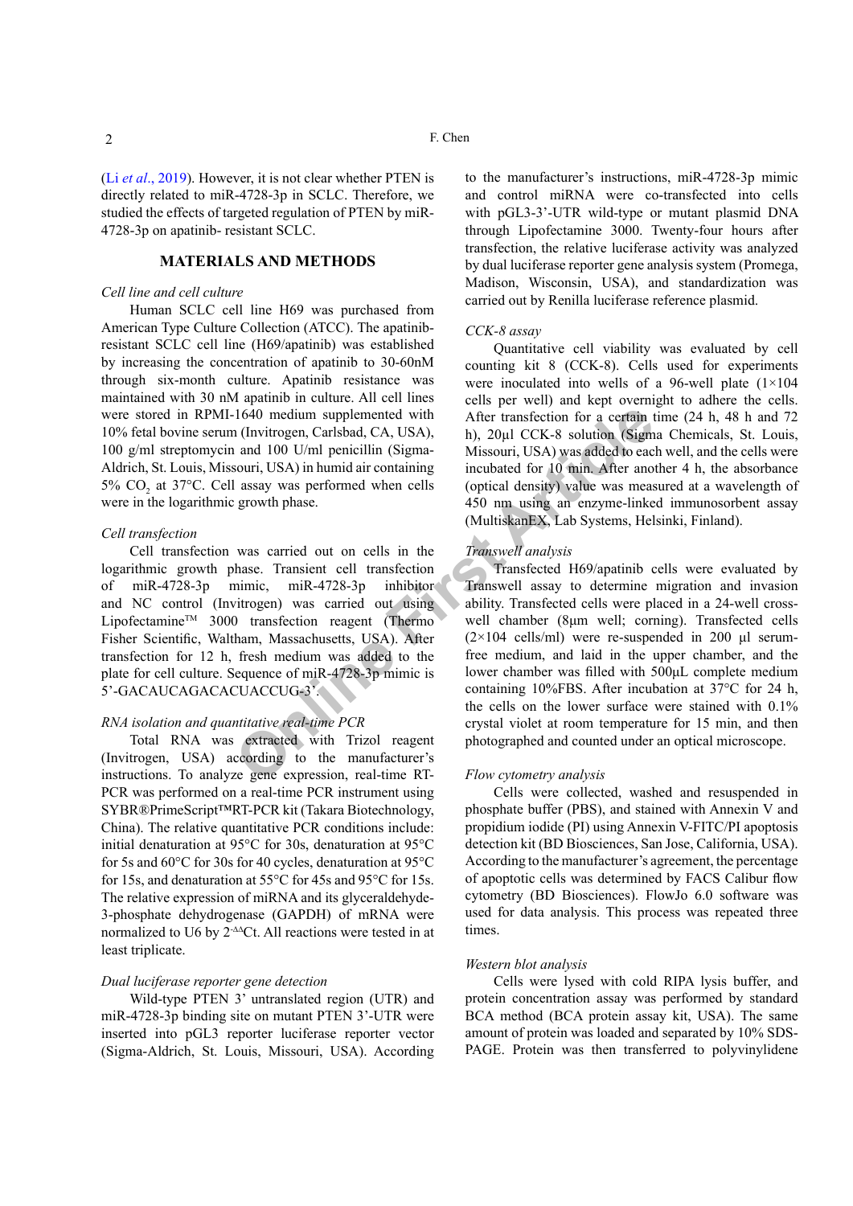(Li *et al*., 2019). However, it is not clear whether PTEN is directly related to miR-4728-3p in SCLC. Therefore, we studied the effects of targeted regulation of PTEN by miR-4728-3p on apatinib- resistant SCLC.

## MATERIALS AND METHODS

### *Cell line and cell culture*

Human SCLC cell line H69 was purchased from American Type Culture Collection (ATCC). The apatinib-resistant SCLC cell line (H69/apatinib) was established by increasing the concentration of apatinib to 30-60nM through six-month culture. Apatinib resistance was maintained with 30 nM apatinib in culture. All cell lines were stored in RPMI-1640 medium supplemented with 10% fetal bovine serum (Invitrogen, Carlsbad, CA, USA), 100 g/ml streptomycin and 100 U/ml penicillin (Sigma-Aldrich, St. Louis, Missouri, USA) in humid air containing 5% $CO_2$ at 37°C. Cell assay was performed when cells were in the logarithmic growth phase.

### *Cell transfection*

Cell transfection was carried out on cells in the logarithmic growth phase. Transient cell transfection of miR-4728-3p mimic, miR-4728-3p inhibitor and NC control (Invitrogen) was carried out using Lipofectamine™ 3000 transfection reagent (Thermo Fisher Scientific, Waltham, Massachusetts, USA). After transfection for 12 h, fresh medium was added to the plate for cell culture. Sequence of miR-4728-3p mimic is 5'-GACAUCAGACACUACCUG-3'.

### *RNA isolation and quantitative real-time PCR*

Total RNA was extracted with Trizol reagent (Invitrogen, USA) according to the manufacturer's instructions. To analyze gene expression, real-time RT-PCR was performed on a real-time PCR instrument using SYBR®PrimeScript™RT-PCR kit (Takara Biotechnology, China). The relative quantitative PCR conditions include: initial denaturation at 95°C for 30s, denaturation at 95°C for 5s and 60°C for 30s for 40 cycles, denaturation at 95°C for 15s, and denaturation at 55°C for 45s and 95°C for 15s. The relative expression of miRNA and its glyceraldehyde-3-phosphate dehydrogenase (GAPDH) of mRNA were normalized to U6 by $2^{-\Delta\Delta}$Ct. All reactions were tested in at least triplicate.

### *Dual luciferase reporter gene detection*

Wild-type PTEN 3' untranslated region (UTR) and miR-4728-3p binding site on mutant PTEN 3'-UTR were inserted into pGL3 reporter luciferase reporter vector (Sigma-Aldrich, St. Louis, Missouri, USA). According to the manufacturer's instructions, miR-4728-3p mimic and control miRNA were co-transfected into cells with pGL3-3'-UTR wild-type or mutant plasmid DNA through Lipofectamine 3000. Twenty-four hours after transfection, the relative luciferase activity was analyzed by dual luciferase reporter gene analysis system (Promega, Madison, Wisconsin, USA), and standardization was carried out by Renilla luciferase reference plasmid.

### *CCK-8 assay*

Quantitative cell viability was evaluated by cell counting kit 8 (CCK-8). Cells used for experiments were inoculated into wells of a 96-well plate (1×104 cells per well) and kept overnight to adhere the cells. After transfection for a certain time (24 h, 48 h and 72 h), 20µl CCK-8 solution (Sigma Chemicals, St. Louis, Missouri, USA) was added to each well, and the cells were incubated for 10 min. After another 4 h, the absorbance (optical density) value was measured at a wavelength of 450 nm using an enzyme-linked immunosorbent assay (MultiskanEX, Lab Systems, Helsinki, Finland).

### *Transwell analysis*

Transfected H69/apatinib cells were evaluated by Transwell assay to determine migration and invasion ability. Transfected cells were placed in a 24-well cross-well chamber (8µm well; corning). Transfected cells (2×104 cells/ml) were re-suspended in 200 µl serum-free medium, and laid in the upper chamber, and the lower chamber was filled with 500µL complete medium containing 10%FBS. After incubation at 37°C for 24 h, the cells on the lower surface were stained with 0.1% crystal violet at room temperature for 15 min, and then photographed and counted under an optical microscope.

### *Flow cytometry analysis*

Cells were collected, washed and resuspended in phosphate buffer (PBS), and stained with Annexin V and propidium iodide (PI) using Annexin V-FITC/PI apoptosis detection kit (BD Biosciences, San Jose, California, USA). According to the manufacturer's agreement, the percentage of apoptotic cells was determined by FACS Calibur flow cytometry (BD Biosciences). FlowJo 6.0 software was used for data analysis. This process was repeated three times.

### *Western blot analysis*

Cells were lysed with cold RIPA lysis buffer, and protein concentration assay was performed by standard BCA method (BCA protein assay kit, USA). The same amount of protein was loaded and separated by 10% SDS-PAGE. Protein was then transferred to polyvinylidene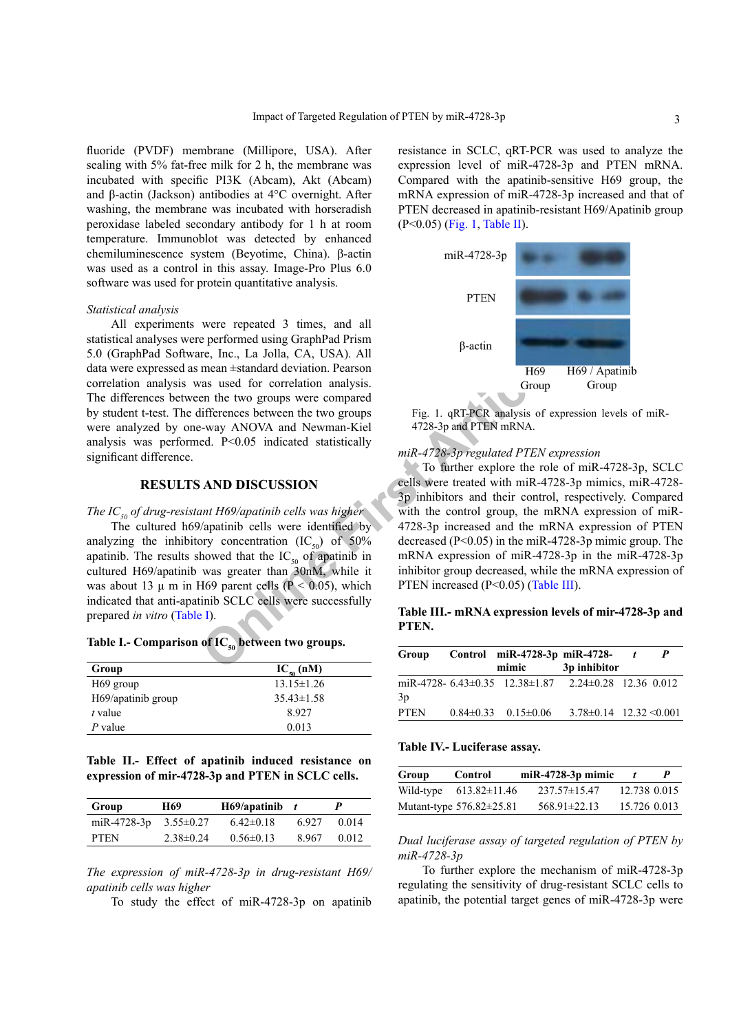fluoride (PVDF) membrane (Millipore, USA). After sealing with 5% fat-free milk for 2 h, the membrane was incubated with specific PI3K (Abcam), Akt (Abcam) and β-actin (Jackson) antibodies at 4°C overnight. After washing, the membrane was incubated with horseradish peroxidase labeled secondary antibody for 1 h at room temperature. Immunoblot was detected by enhanced chemiluminescence system (Beyotime, China). β-actin was used as a control in this assay. Image-Pro Plus 6.0 software was used for protein quantitative analysis.

*Statistical analysis*

All experiments were repeated 3 times, and all statistical analyses were performed using GraphPad Prism 5.0 (GraphPad Software, Inc., La Jolla, CA, USA). All data were expressed as mean ±standard deviation. Pearson correlation analysis was used for correlation analysis. The differences between the two groups were compared by student t-test. The differences between the two groups were analyzed by one-way ANOVA and Newman-Kiel analysis was performed. P<0.05 indicated statistically significant difference.

## RESULTS AND DISCUSSION

*The $IC_{50}$ of drug-resistant H69/apatinib cells was higher*

The cultured h69/apatinib cells were identified by analyzing the inhibitory concentration ($IC_{50}$) of 50% apatinib. The results showed that the $IC_{50}$ of apatinib in cultured H69/apatinib was greater than 30nM, while it was about 13 μ m in H69 parent cells (P < 0.05), which indicated that anti-apatinib SCLC cells were successfully prepared *in vitro* (Table I).

**Table I.- Comparison of $IC_{50}$ between two groups.**

| Group | $IC_{50}$ (nM) |
|---|---|
| H69 group | 13.15±1.26 |
| H69/apatinib group | 35.43±1.58 |
| *t* value | 8.927 |
| *P* value | 0.013 |

**Table II.- Effect of apatinib induced resistance on expression of mir-4728-3p and PTEN in SCLC cells.**

| Group | H69 | H69/apatinib | *t* | *P* |
|---|---|---|---|---|
| miR-4728-3p | 3.55±0.27 | 6.42±0.18 | 6.927 | 0.014 |
| PTEN | 2.38±0.24 | 0.56±0.13 | 8.967 | 0.012 |

*The expression of miR-4728-3p in drug-resistant H69/apatinib cells was higher*

To study the effect of miR-4728-3p on apatinib resistance in SCLC, qRT-PCR was used to analyze the expression level of miR-4728-3p and PTEN mRNA. Compared with the apatinib-sensitive H69 group, the mRNA expression of miR-4728-3p increased and that of PTEN decreased in apatinib-resistant H69/Apatinib group (P<0.05) (Fig. 1, Table II).

Fig. 1. qRT-PCR analysis of expression levels of miR-4728-3p and PTEN mRNA.

*miR-4728-3p regulated PTEN expression*

To further explore the role of miR-4728-3p, SCLC cells were treated with miR-4728-3p mimics, miR-4728-3p inhibitors and their control, respectively. Compared with the control group, the mRNA expression of miR-4728-3p increased and the mRNA expression of PTEN decreased (P<0.05) in the miR-4728-3p mimic group. The mRNA expression of miR-4728-3p in the miR-4728-3p inhibitor group decreased, while the mRNA expression of PTEN increased (P<0.05) (Table III).

**Table III.- mRNA expression levels of mir-4728-3p and PTEN.**

| Group | Control | miR-4728-3p mimic | miR-4728-3p inhibitor | *t* | *P* |
|---|---|---|---|---|---|
| miR-4728-3p | 6.43±0.35 | 12.38±1.87 | 2.24±0.28 | 12.36 | 0.012 |
| PTEN | 0.84±0.33 | 0.15±0.06 | 3.78±0.14 | 12.32 | <0.001 |

**Table IV.- Luciferase assay.**

| Group | Control | miR-4728-3p mimic | *t* | *P* |
|---|---|---|---|---|
| Wild-type | 613.82±11.46 | 237.57±15.47 | 12.738 | 0.015 |
| Mutant-type | 576.82±25.81 | 568.91±22.13 | 15.726 | 0.013 |

*Dual luciferase assay of targeted regulation of PTEN by miR-4728-3p*

To further explore the mechanism of miR-4728-3p regulating the sensitivity of drug-resistant SCLC cells to apatinib, the potential target genes of miR-4728-3p were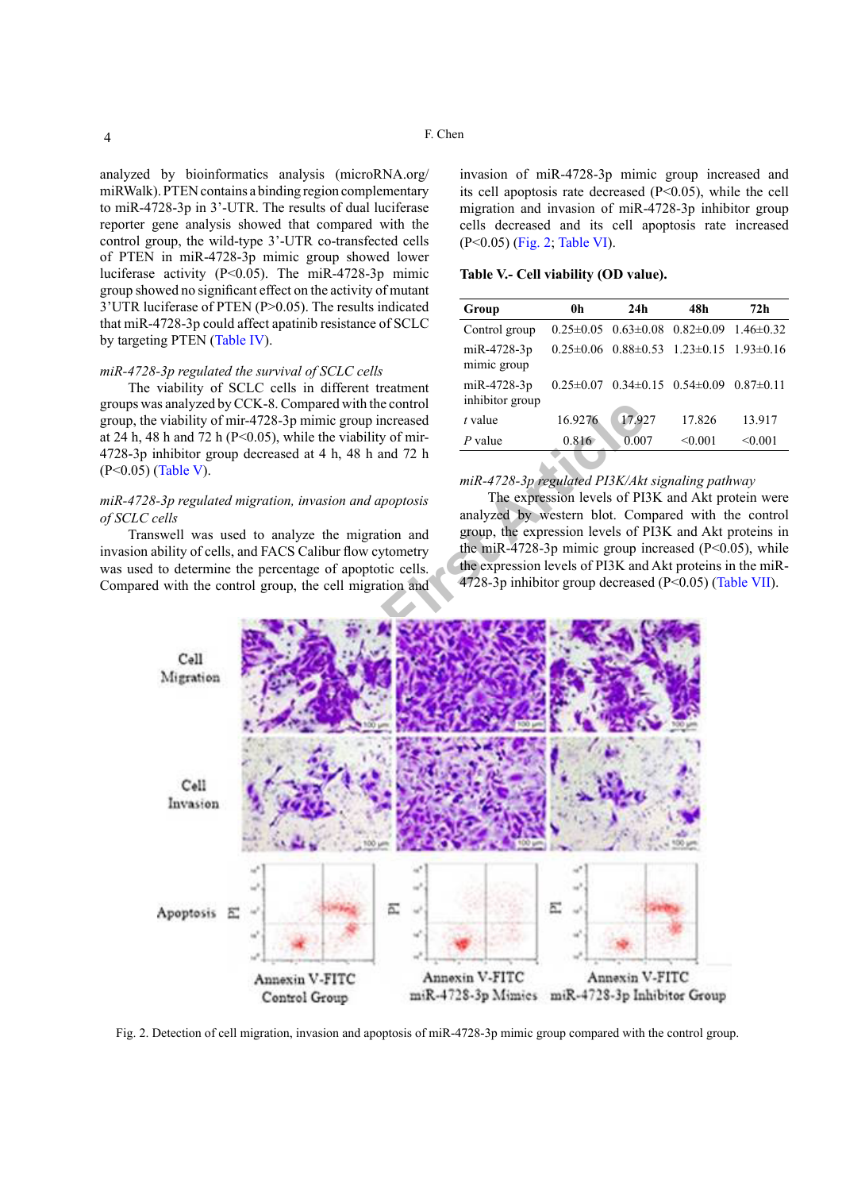analyzed by bioinformatics analysis (microRNA.org/ miRWalk). PTEN contains a binding region complementary to miR-4728-3p in 3'-UTR. The results of dual luciferase reporter gene analysis showed that compared with the control group, the wild-type 3'-UTR co-transfected cells of PTEN in miR-4728-3p mimic group showed lower luciferase activity (P<0.05). The miR-4728-3p mimic group showed no significant effect on the activity of mutant 3'UTR luciferase of PTEN (P>0.05). The results indicated that miR-4728-3p could affect apatinib resistance of SCLC by targeting PTEN (Table IV).

*miR-4728-3p regulated the survival of SCLC cells*

The viability of SCLC cells in different treatment groups was analyzed by CCK-8. Compared with the control group, the viability of mir-4728-3p mimic group increased at 24 h, 48 h and 72 h (P<0.05), while the viability of mir-4728-3p inhibitor group decreased at 4 h, 48 h and 72 h (P<0.05) (Table V).

*miR-4728-3p regulated migration, invasion and apoptosis of SCLC cells*

Transwell was used to analyze the migration and invasion ability of cells, and FACS Calibur flow cytometry was used to determine the percentage of apoptotic cells. Compared with the control group, the cell migration and invasion of miR-4728-3p mimic group increased and its cell apoptosis rate decreased (P<0.05), while the cell migration and invasion of miR-4728-3p inhibitor group cells decreased and its cell apoptosis rate increased (P<0.05) (Fig. 2; Table VI).

**Table V.- Cell viability (OD value).**

| Group | 0h | 24h | 48h | 72h |
|---|---|---|---|---|
| Control group | 0.25±0.05 | 0.63±0.08 | 0.82±0.09 | 1.46±0.32 |
| miR-4728-3p mimic group | 0.25±0.06 | 0.88±0.53 | 1.23±0.15 | 1.93±0.16 |
| miR-4728-3p inhibitor group | 0.25±0.07 | 0.34±0.15 | 0.54±0.09 | 0.87±0.11 |
| *t* value | 16.9276 | 17.927 | 17.826 | 13.917 |
| *P* value | 0.816 | 0.007 | <0.001 | <0.001 |

*miR-4728-3p regulated PI3K/Akt signaling pathway*

The expression levels of PI3K and Akt protein were analyzed by western blot. Compared with the control group, the expression levels of PI3K and Akt proteins in the miR-4728-3p mimic group increased (P<0.05), while the expression levels of PI3K and Akt proteins in the miR-4728-3p inhibitor group decreased (P<0.05) (Table VII).

Fig. 2. Detection of cell migration, invasion and apoptosis of miR-4728-3p mimic group compared with the control group.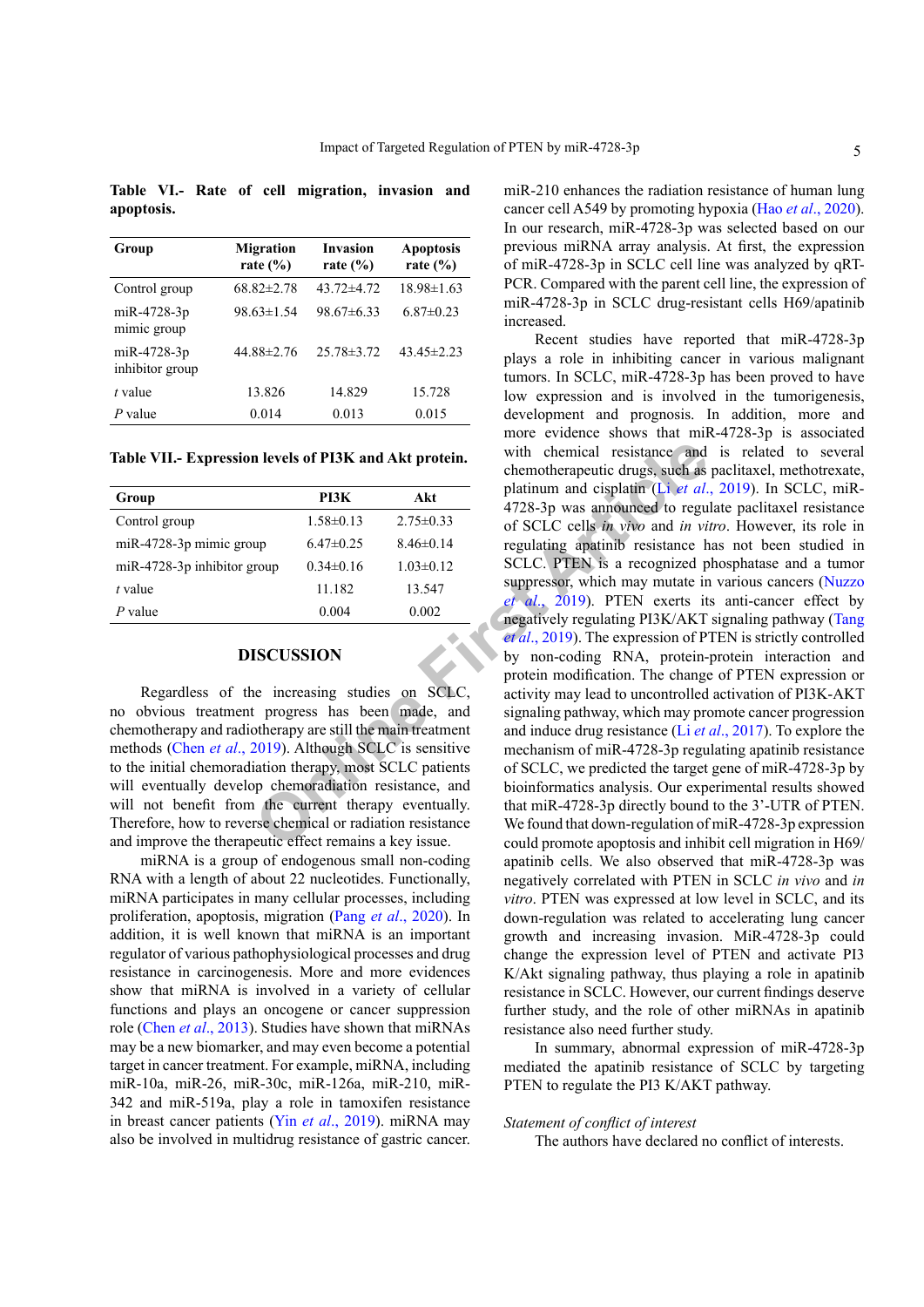**Table VI.- Rate of cell migration, invasion and apoptosis.**

| Group | Migration rate (%) | Invasion rate (%) | Apoptosis rate (%) |
|---|---|---|---|
| Control group | 68.82±2.78 | 43.72±4.72 | 18.98±1.63 |
| miR-4728-3p mimic group | 98.63±1.54 | 98.67±6.33 | 6.87±0.23 |
| miR-4728-3p inhibitor group | 44.88±2.76 | 25.78±3.72 | 43.45±2.23 |
| *t* value | 13.826 | 14.829 | 15.728 |
| *P* value | 0.014 | 0.013 | 0.015 |

**Table VII.- Expression levels of PI3K and Akt protein.**

| Group | PI3K | Akt |
|---|---|---|
| Control group | 1.58±0.13 | 2.75±0.33 |
| miR-4728-3p mimic group | 6.47±0.25 | 8.46±0.14 |
| miR-4728-3p inhibitor group | 0.34±0.16 | 1.03±0.12 |
| *t* value | 11.182 | 13.547 |
| *P* value | 0.004 | 0.002 |

## DISCUSSION

Regardless of the increasing studies on SCLC, no obvious treatment progress has been made, and chemotherapy and radiotherapy are still the main treatment methods (Chen *et al*., 2019). Although SCLC is sensitive to the initial chemoradiation therapy, most SCLC patients will eventually develop chemoradiation resistance, and will not benefit from the current therapy eventually. Therefore, how to reverse chemical or radiation resistance and improve the therapeutic effect remains a key issue.

miRNA is a group of endogenous small non-coding RNA with a length of about 22 nucleotides. Functionally, miRNA participates in many cellular processes, including proliferation, apoptosis, migration (Pang *et al*., 2020). In addition, it is well known that miRNA is an important regulator of various pathophysiological processes and drug resistance in carcinogenesis. More and more evidences show that miRNA is involved in a variety of cellular functions and plays an oncogene or cancer suppression role (Chen *et al*., 2013). Studies have shown that miRNAs may be a new biomarker, and may even become a potential target in cancer treatment. For example, miRNA, including miR-10a, miR-26, miR-30c, miR-126a, miR-210, miR-342 and miR-519a, play a role in tamoxifen resistance in breast cancer patients (Yin *et al*., 2019). miRNA may also be involved in multidrug resistance of gastric cancer. miR-210 enhances the radiation resistance of human lung cancer cell A549 by promoting hypoxia (Hao *et al*., 2020). In our research, miR-4728-3p was selected based on our previous miRNA array analysis. At first, the expression of miR-4728-3p in SCLC cell line was analyzed by qRT-PCR. Compared with the parent cell line, the expression of miR-4728-3p in SCLC drug-resistant cells H69/apatinib increased.

Recent studies have reported that miR-4728-3p plays a role in inhibiting cancer in various malignant tumors. In SCLC, miR-4728-3p has been proved to have low expression and is involved in the tumorigenesis, development and prognosis. In addition, more and more evidence shows that miR-4728-3p is associated with chemical resistance and is related to several chemotherapeutic drugs, such as paclitaxel, methotrexate, platinum and cisplatin (Li *et al*., 2019). In SCLC, miR-4728-3p was announced to regulate paclitaxel resistance of SCLC cells *in vivo* and *in vitro*. However, its role in regulating apatinib resistance has not been studied in SCLC. PTEN is a recognized phosphatase and a tumor suppressor, which may mutate in various cancers (Nuzzo *et al*., 2019). PTEN exerts its anti-cancer effect by negatively regulating PI3K/AKT signaling pathway (Tang *et al*., 2019). The expression of PTEN is strictly controlled by non-coding RNA, protein-protein interaction and protein modification. The change of PTEN expression or activity may lead to uncontrolled activation of PI3K-AKT signaling pathway, which may promote cancer progression and induce drug resistance (Li *et al*., 2017). To explore the mechanism of miR-4728-3p regulating apatinib resistance of SCLC, we predicted the target gene of miR-4728-3p by bioinformatics analysis. Our experimental results showed that miR-4728-3p directly bound to the 3'-UTR of PTEN. We found that down-regulation of miR-4728-3p expression could promote apoptosis and inhibit cell migration in H69/apatinib cells. We also observed that miR-4728-3p was negatively correlated with PTEN in SCLC *in vivo* and *in vitro*. PTEN was expressed at low level in SCLC, and its down-regulation was related to accelerating lung cancer growth and increasing invasion. MiR-4728-3p could change the expression level of PTEN and activate PI3 K/Akt signaling pathway, thus playing a role in apatinib resistance in SCLC. However, our current findings deserve further study, and the role of other miRNAs in apatinib resistance also need further study.

In summary, abnormal expression of miR-4728-3p mediated the apatinib resistance of SCLC by targeting PTEN to regulate the PI3 K/AKT pathway.

*Statement of conflict of interest*

The authors have declared no conflict of interests.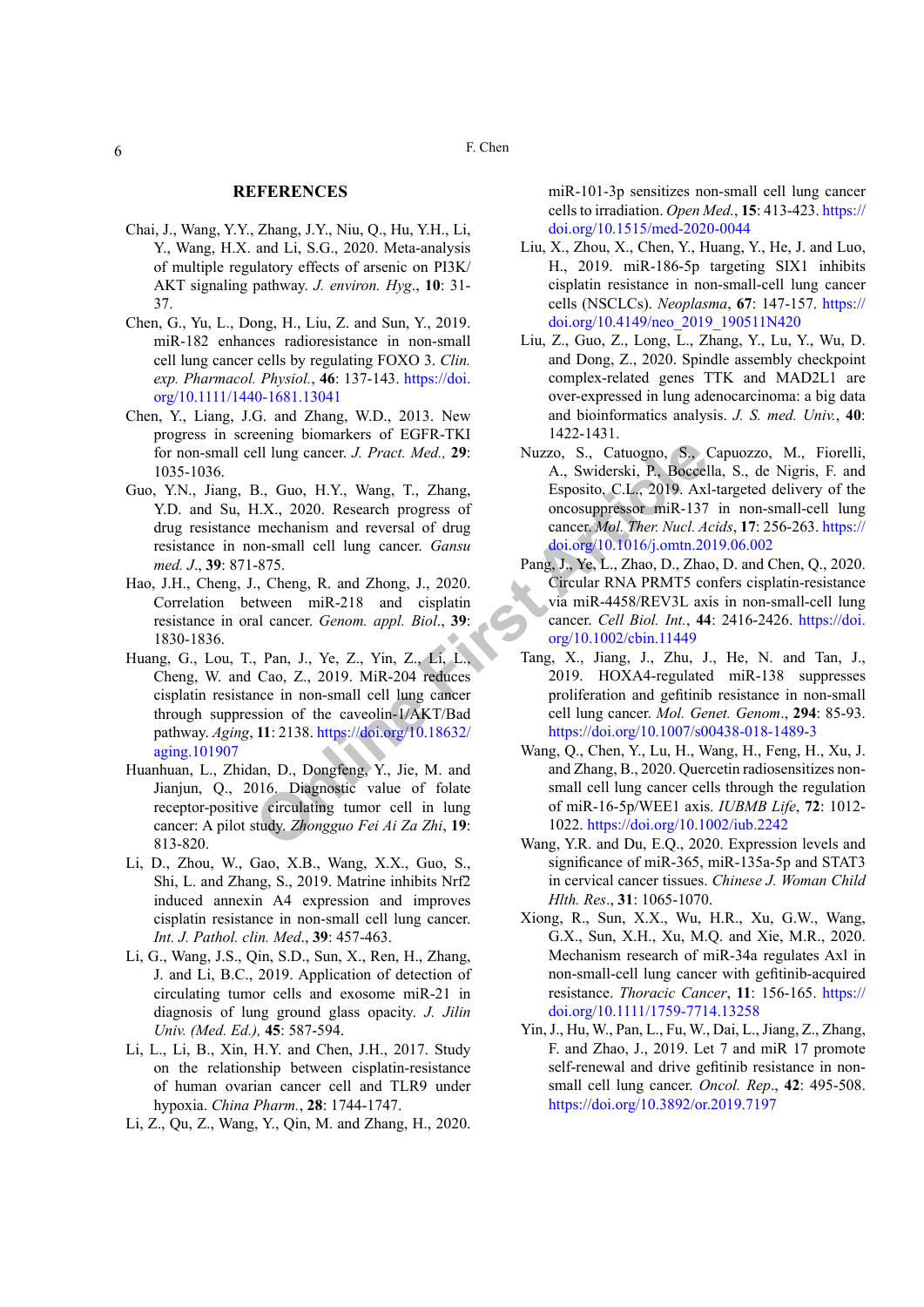## REFERENCES

Chai, J., Wang, Y.Y., Zhang, J.Y., Niu, Q., Hu, Y.H., Li, Y., Wang, H.X. and Li, S.G., 2020. Meta-analysis of multiple regulatory effects of arsenic on PI3K/AKT signaling pathway. *J. environ. Hyg*., **10**: 31-37.

Chen, G., Yu, L., Dong, H., Liu, Z. and Sun, Y., 2019. miR-182 enhances radioresistance in non-small cell lung cancer cells by regulating FOXO 3. *Clin. exp. Pharmacol. Physiol.*, **46**: 137-143. https://doi.org/10.1111/1440-1681.13041

Chen, Y., Liang, J.G. and Zhang, W.D., 2013. New progress in screening biomarkers of EGFR-TKI for non-small cell lung cancer. *J. Pract. Med.,* **29**: 1035-1036.

Guo, Y.N., Jiang, B., Guo, H.Y., Wang, T., Zhang, Y.D. and Su, H.X., 2020. Research progress of drug resistance mechanism and reversal of drug resistance in non-small cell lung cancer. *Gansu med. J*., **39**: 871-875.

Hao, J.H., Cheng, J., Cheng, R. and Zhong, J., 2020. Correlation between miR-218 and cisplatin resistance in oral cancer. *Genom. appl. Biol*., **39**: 1830-1836.

Huang, G., Lou, T., Pan, J., Ye, Z., Yin, Z., Li, L., Cheng, W. and Cao, Z., 2019. MiR-204 reduces cisplatin resistance in non-small cell lung cancer through suppression of the caveolin-1/AKT/Bad pathway. *Aging*, **11**: 2138. https://doi.org/10.18632/aging.101907

Huanhuan, L., Zhidan, D., Dongfeng, Y., Jie, M. and Jianjun, Q., 2016. Diagnostic value of folate receptor-positive circulating tumor cell in lung cancer: A pilot study. *Zhongguo Fei Ai Za Zhi*, **19**: 813-820.

Li, D., Zhou, W., Gao, X.B., Wang, X.X., Guo, S., Shi, L. and Zhang, S., 2019. Matrine inhibits Nrf2 induced annexin A4 expression and improves cisplatin resistance in non-small cell lung cancer. *Int. J. Pathol. clin. Med*., **39**: 457-463.

Li, G., Wang, J.S., Qin, S.D., Sun, X., Ren, H., Zhang, J. and Li, B.C., 2019. Application of detection of circulating tumor cells and exosome miR-21 in diagnosis of lung ground glass opacity. *J. Jilin Univ. (Med. Ed.),* **45**: 587-594.

Li, L., Li, B., Xin, H.Y. and Chen, J.H., 2017. Study on the relationship between cisplatin-resistance of human ovarian cancer cell and TLR9 under hypoxia. *China Pharm.*, **28**: 1744-1747.

Li, Z., Qu, Z., Wang, Y., Qin, M. and Zhang, H., 2020. miR-101-3p sensitizes non-small cell lung cancer cells to irradiation. *Open Med.*, **15**: 413-423. https://doi.org/10.1515/med-2020-0044

Liu, X., Zhou, X., Chen, Y., Huang, Y., He, J. and Luo, H., 2019. miR-186-5p targeting SIX1 inhibits cisplatin resistance in non-small-cell lung cancer cells (NSCLCs). *Neoplasma*, **67**: 147-157. https://doi.org/10.4149/neo_2019_190511N420

Liu, Z., Guo, Z., Long, L., Zhang, Y., Lu, Y., Wu, D. and Dong, Z., 2020. Spindle assembly checkpoint complex-related genes TTK and MAD2L1 are over-expressed in lung adenocarcinoma: a big data and bioinformatics analysis. *J. S. med. Univ.*, **40**: 1422-1431.

Nuzzo, S., Catuogno, S., Capuozzo, M., Fiorelli, A., Swiderski, P., Boccella, S., de Nigris, F. and Esposito, C.L., 2019. Axl-targeted delivery of the oncosuppressor miR-137 in non-small-cell lung cancer. *Mol. Ther. Nucl. Acids*, **17**: 256-263. https://doi.org/10.1016/j.omtn.2019.06.002

Pang, J., Ye, L., Zhao, D., Zhao, D. and Chen, Q., 2020. Circular RNA PRMT5 confers cisplatin-resistance via miR-4458/REV3L axis in non-small-cell lung cancer. *Cell Biol. Int.*, **44**: 2416-2426. https://doi.org/10.1002/cbin.11449

Tang, X., Jiang, J., Zhu, J., He, N. and Tan, J., 2019. HOXA4-regulated miR-138 suppresses proliferation and gefitinib resistance in non-small cell lung cancer. *Mol. Genet. Genom*., **294**: 85-93. https://doi.org/10.1007/s00438-018-1489-3

Wang, Q., Chen, Y., Lu, H., Wang, H., Feng, H., Xu, J. and Zhang, B., 2020. Quercetin radiosensitizes non-small cell lung cancer cells through the regulation of miR-16-5p/WEE1 axis. *IUBMB Life*, **72**: 1012-1022. https://doi.org/10.1002/iub.2242

Wang, Y.R. and Du, E.Q., 2020. Expression levels and significance of miR-365, miR-135a-5p and STAT3 in cervical cancer tissues. *Chinese J. Woman Child Hlth. Res*., **31**: 1065-1070.

Xiong, R., Sun, X.X., Wu, H.R., Xu, G.W., Wang, G.X., Sun, X.H., Xu, M.Q. and Xie, M.R., 2020. Mechanism research of miR-34a regulates Axl in non-small-cell lung cancer with gefitinib-acquired resistance. *Thoracic Cancer*, **11**: 156-165. https://doi.org/10.1111/1759-7714.13258

Yin, J., Hu, W., Pan, L., Fu, W., Dai, L., Jiang, Z., Zhang, F. and Zhao, J., 2019. Let 7 and miR 17 promote self-renewal and drive gefitinib resistance in non-small cell lung cancer. *Oncol. Rep*., **42**: 495-508. https://doi.org/10.3892/or.2019.7197